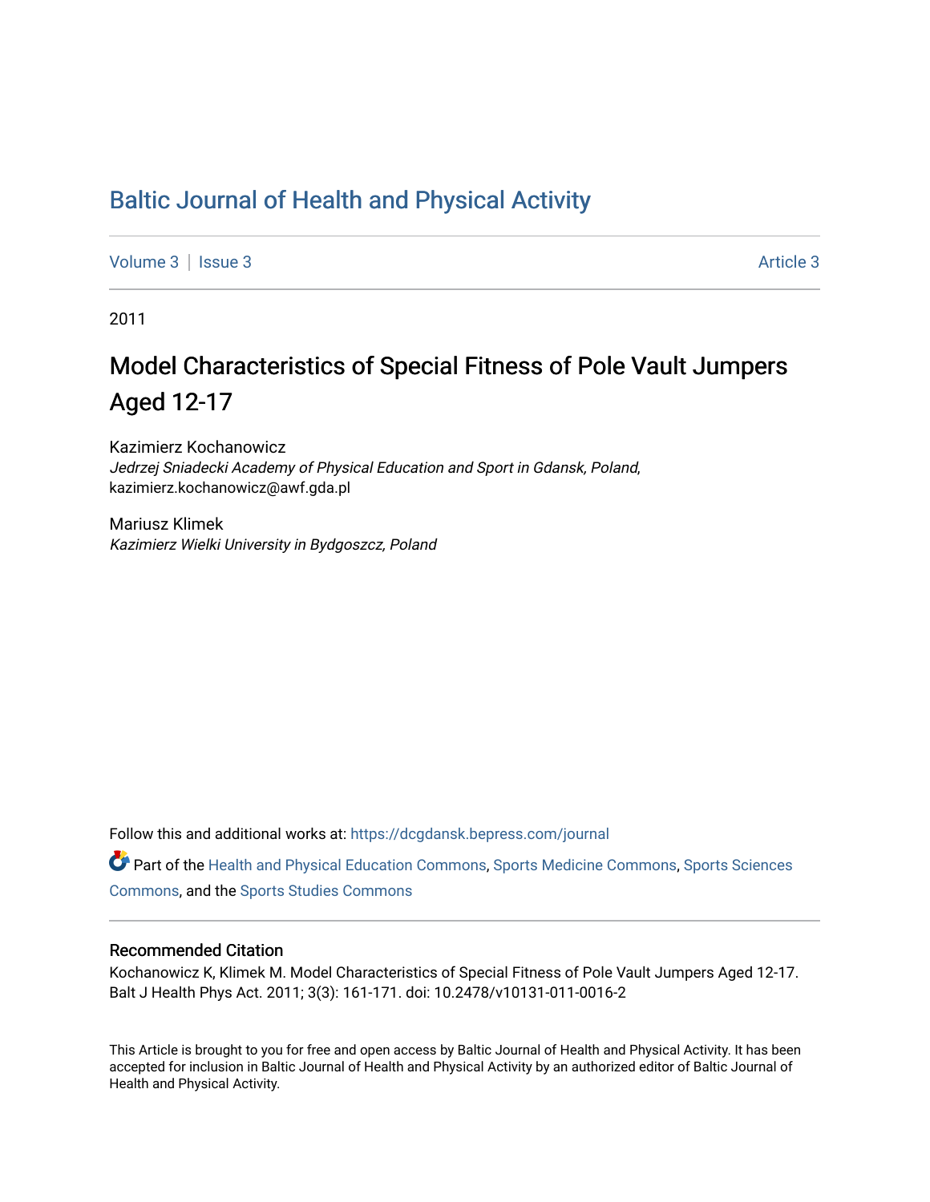# Baltic Journal of Health and Physical Activity

Volume 3 | Issue 3 Article 3

2011

## Model Characteristics of Special Fitness of Pole Vault Jumpers Aged 12-17

Kazimierz Kochanowicz
*Jedrzej Sniadecki Academy of Physical Education and Sport in Gdansk, Poland*, kazimierz.kochanowicz@awf.gda.pl

Mariusz Klimek
*Kazimierz Wielki University in Bydgoszcz, Poland*

Follow this and additional works at: https://dcgdansk.bepress.com/journal

Part of the Health and Physical Education Commons, Sports Medicine Commons, Sports Sciences Commons, and the Sports Studies Commons

### Recommended Citation

Kochanowicz K, Klimek M. Model Characteristics of Special Fitness of Pole Vault Jumpers Aged 12-17. Balt J Health Phys Act. 2011; 3(3): 161-171. doi: 10.2478/v10131-011-0016-2

This Article is brought to you for free and open access by Baltic Journal of Health and Physical Activity. It has been accepted for inclusion in Baltic Journal of Health and Physical Activity by an authorized editor of Baltic Journal of Health and Physical Activity.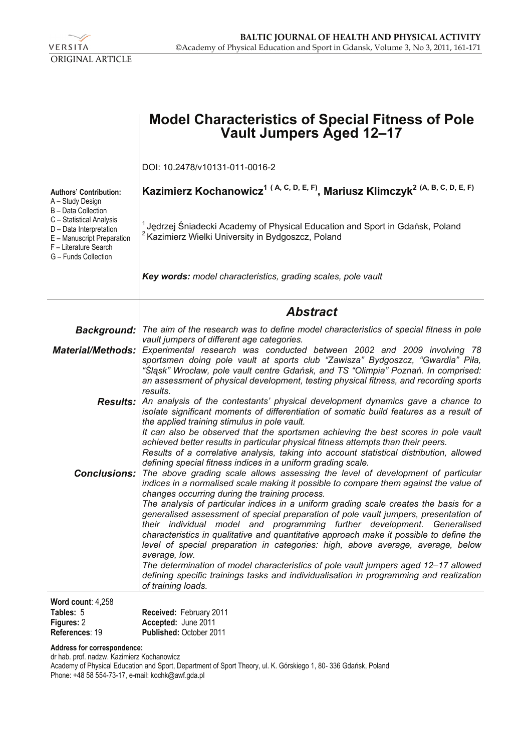ORIGINAL ARTICLE

# Model Characteristics of Special Fitness of Pole Vault Jumpers Aged 12–17

DOI: 10.2478/v10131-011-0016-2

**Authors' Contribution:**
A – Study Design
B – Data Collection
C – Statistical Analysis
D – Data Interpretation
E – Manuscript Preparation
F – Literature Search
G – Funds Collection

**Kazimierz Kochanowicz[1 (A, C, D, E, F)], Mariusz Klimczyk[2 (A, B, C, D, E, F)]**

[1] Jędrzej Śniadecki Academy of Physical Education and Sport in Gdańsk, Poland
[2] Kazimierz Wielki University in Bydgoszcz, Poland

***Key words:*** *model characteristics, grading scales, pole vault*

## *Abstract*

***Background:*** *The aim of the research was to define model characteristics of special fitness in pole vault jumpers of different age categories.*

***Material/Methods:*** *Experimental research was conducted between 2002 and 2009 involving 78 sportsmen doing pole vault at sports club "Zawisza" Bydgoszcz, "Gwardia" Piła, "Śląsk" Wrocław, pole vault centre Gdańsk, and TS "Olimpia" Poznań. In comprised: an assessment of physical development, testing physical fitness, and recording sports results.*

***Results:*** *An analysis of the contestants' physical development dynamics gave a chance to isolate significant moments of differentiation of somatic build features as a result of the applied training stimulus in pole vault.*
*It can also be observed that the sportsmen achieving the best scores in pole vault achieved better results in particular physical fitness attempts than their peers.*
*Results of a correlative analysis, taking into account statistical distribution, allowed defining special fitness indices in a uniform grading scale.*

***Conclusions:*** *The above grading scale allows assessing the level of development of particular indices in a normalised scale making it possible to compare them against the value of changes occurring during the training process.*
*The analysis of particular indices in a uniform grading scale creates the basis for a generalised assessment of special preparation of pole vault jumpers, presentation of their individual model and programming further development. Generalised characteristics in qualitative and quantitative approach make it possible to define the level of special preparation in categories: high, above average, average, below average, low.*
*The determination of model characteristics of pole vault jumpers aged 12–17 allowed defining specific trainings tasks and individualisation in programming and realization of training loads.*

**Word count**: 4,258
**Tables:** 5
**Figures:** 2
**References**: 19

**Received:** February 2011
**Accepted:** June 2011
**Published:** October 2011

**Address for correspondence:**
dr hab. prof. nadzw. Kazimierz Kochanowicz
Academy of Physical Education and Sport, Department of Sport Theory, ul. K. Górskiego 1, 80- 336 Gdańsk, Poland
Phone: +48 58 554-73-17, e-mail: kochk@awf.gda.pl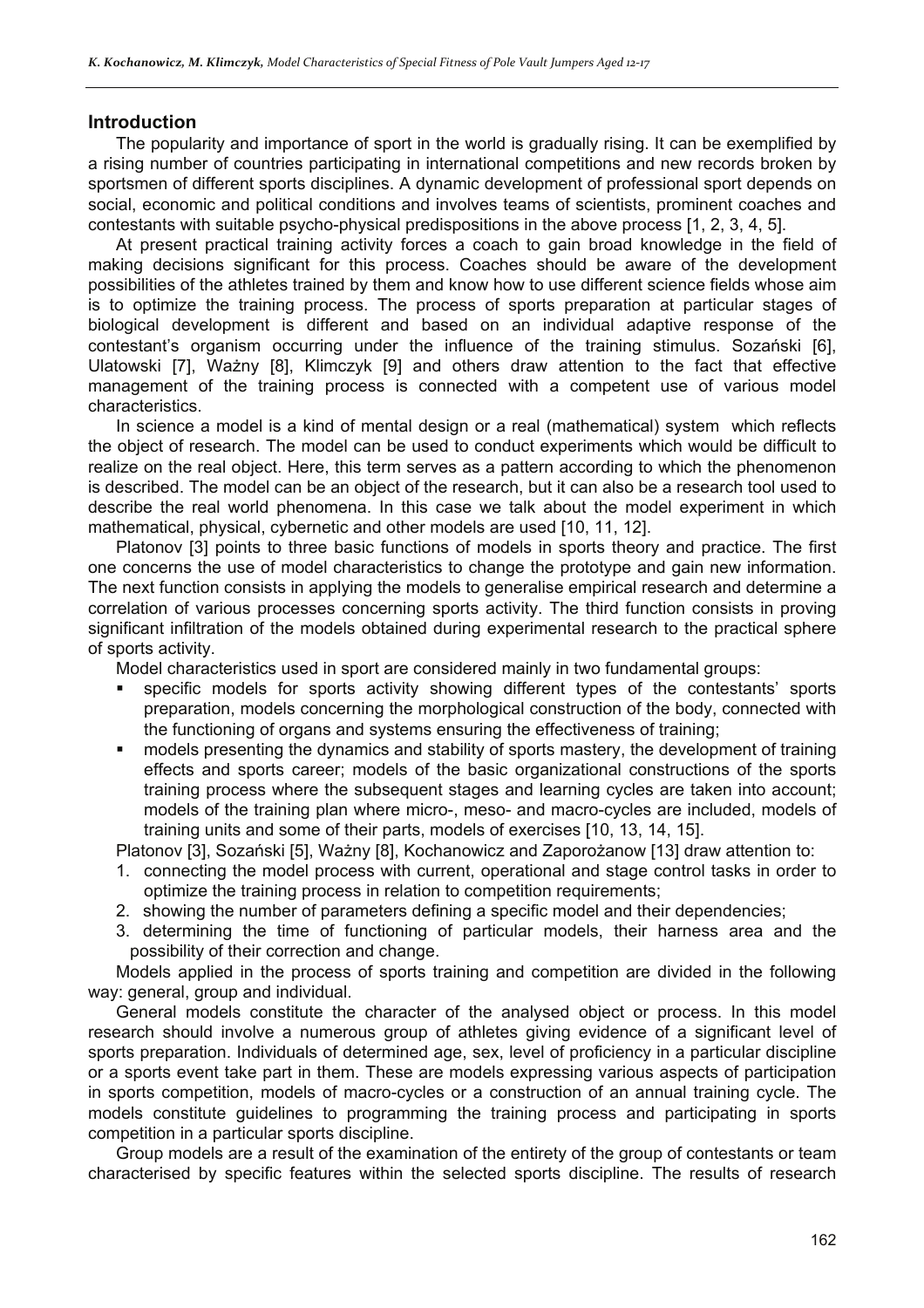## Introduction

The popularity and importance of sport in the world is gradually rising. It can be exemplified by a rising number of countries participating in international competitions and new records broken by sportsmen of different sports disciplines. A dynamic development of professional sport depends on social, economic and political conditions and involves teams of scientists, prominent coaches and contestants with suitable psycho-physical predispositions in the above process [1, 2, 3, 4, 5].

At present practical training activity forces a coach to gain broad knowledge in the field of making decisions significant for this process. Coaches should be aware of the development possibilities of the athletes trained by them and know how to use different science fields whose aim is to optimize the training process. The process of sports preparation at particular stages of biological development is different and based on an individual adaptive response of the contestant's organism occurring under the influence of the training stimulus. Sozański [6], Ulatowski [7], Ważny [8], Klimczyk [9] and others draw attention to the fact that effective management of the training process is connected with a competent use of various model characteristics.

In science a model is a kind of mental design or a real (mathematical) system which reflects the object of research. The model can be used to conduct experiments which would be difficult to realize on the real object. Here, this term serves as a pattern according to which the phenomenon is described. The model can be an object of the research, but it can also be a research tool used to describe the real world phenomena. In this case we talk about the model experiment in which mathematical, physical, cybernetic and other models are used [10, 11, 12].

Platonov [3] points to three basic functions of models in sports theory and practice. The first one concerns the use of model characteristics to change the prototype and gain new information. The next function consists in applying the models to generalise empirical research and determine a correlation of various processes concerning sports activity. The third function consists in proving significant infiltration of the models obtained during experimental research to the practical sphere of sports activity.

Model characteristics used in sport are considered mainly in two fundamental groups:

- specific models for sports activity showing different types of the contestants' sports preparation, models concerning the morphological construction of the body, connected with the functioning of organs and systems ensuring the effectiveness of training;
- models presenting the dynamics and stability of sports mastery, the development of training effects and sports career; models of the basic organizational constructions of the sports training process where the subsequent stages and learning cycles are taken into account; models of the training plan where micro-, meso- and macro-cycles are included, models of training units and some of their parts, models of exercises [10, 13, 14, 15].

Platonov [3], Sozański [5], Ważny [8], Kochanowicz and Zaporożanow [13] draw attention to:

1. connecting the model process with current, operational and stage control tasks in order to optimize the training process in relation to competition requirements;
2. showing the number of parameters defining a specific model and their dependencies;
3. determining the time of functioning of particular models, their harness area and the possibility of their correction and change.

Models applied in the process of sports training and competition are divided in the following way: general, group and individual.

General models constitute the character of the analysed object or process. In this model research should involve a numerous group of athletes giving evidence of a significant level of sports preparation. Individuals of determined age, sex, level of proficiency in a particular discipline or a sports event take part in them. These are models expressing various aspects of participation in sports competition, models of macro-cycles or a construction of an annual training cycle. The models constitute guidelines to programming the training process and participating in sports competition in a particular sports discipline.

Group models are a result of the examination of the entirety of the group of contestants or team characterised by specific features within the selected sports discipline. The results of research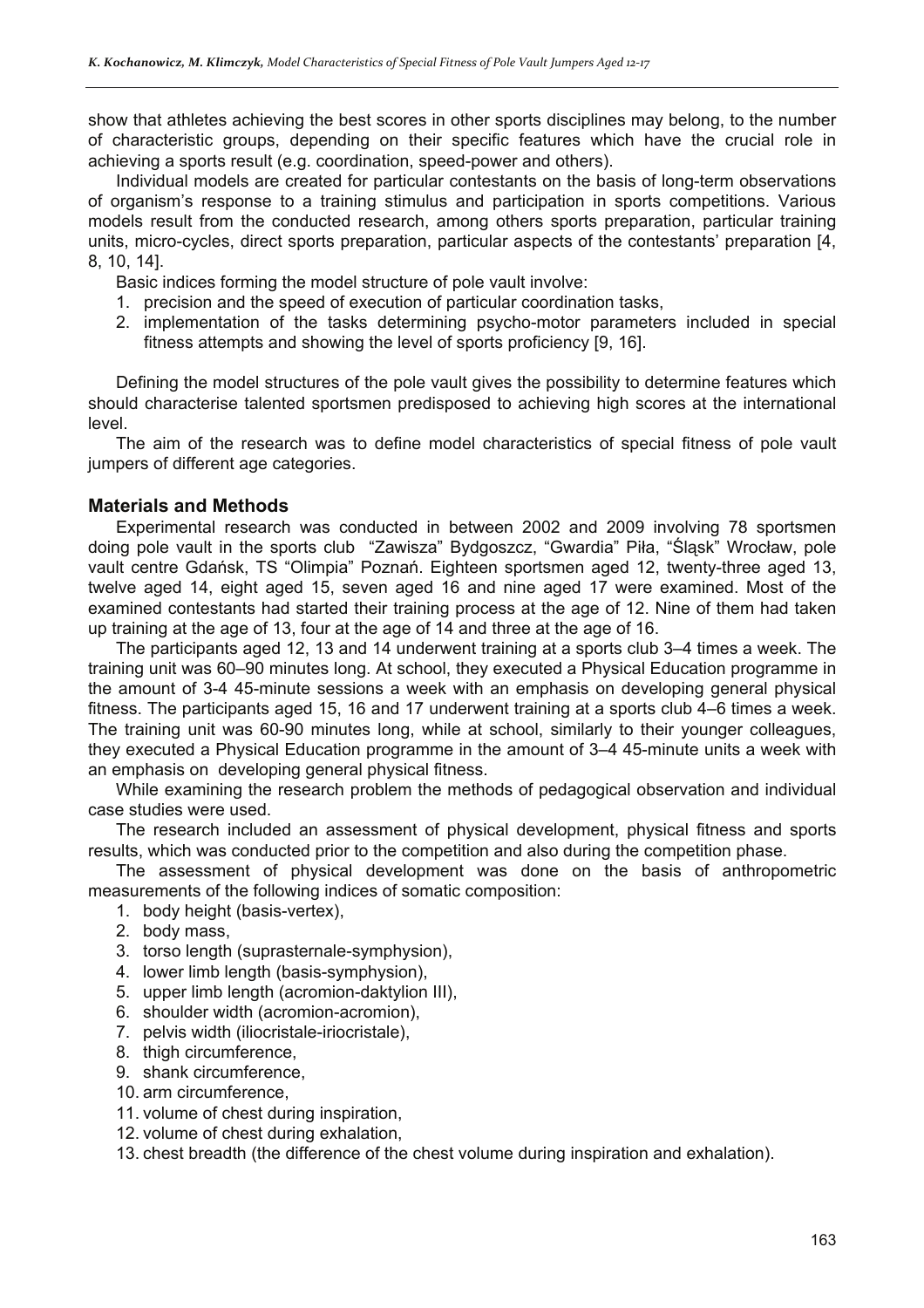show that athletes achieving the best scores in other sports disciplines may belong, to the number of characteristic groups, depending on their specific features which have the crucial role in achieving a sports result (e.g. coordination, speed-power and others).

Individual models are created for particular contestants on the basis of long-term observations of organism's response to a training stimulus and participation in sports competitions. Various models result from the conducted research, among others sports preparation, particular training units, micro-cycles, direct sports preparation, particular aspects of the contestants' preparation [4, 8, 10, 14].

Basic indices forming the model structure of pole vault involve:

1. precision and the speed of execution of particular coordination tasks,
2. implementation of the tasks determining psycho-motor parameters included in special fitness attempts and showing the level of sports proficiency [9, 16].

Defining the model structures of the pole vault gives the possibility to determine features which should characterise talented sportsmen predisposed to achieving high scores at the international level.

The aim of the research was to define model characteristics of special fitness of pole vault jumpers of different age categories.

## Materials and Methods

Experimental research was conducted in between 2002 and 2009 involving 78 sportsmen doing pole vault in the sports club "Zawisza" Bydgoszcz, "Gwardia" Piła, "Śląsk" Wrocław, pole vault centre Gdańsk, TS "Olimpia" Poznań. Eighteen sportsmen aged 12, twenty-three aged 13, twelve aged 14, eight aged 15, seven aged 16 and nine aged 17 were examined. Most of the examined contestants had started their training process at the age of 12. Nine of them had taken up training at the age of 13, four at the age of 14 and three at the age of 16.

The participants aged 12, 13 and 14 underwent training at a sports club 3–4 times a week. The training unit was 60–90 minutes long. At school, they executed a Physical Education programme in the amount of 3-4 45-minute sessions a week with an emphasis on developing general physical fitness. The participants aged 15, 16 and 17 underwent training at a sports club 4–6 times a week. The training unit was 60-90 minutes long, while at school, similarly to their younger colleagues, they executed a Physical Education programme in the amount of 3–4 45-minute units a week with an emphasis on developing general physical fitness.

While examining the research problem the methods of pedagogical observation and individual case studies were used.

The research included an assessment of physical development, physical fitness and sports results, which was conducted prior to the competition and also during the competition phase.

The assessment of physical development was done on the basis of anthropometric measurements of the following indices of somatic composition:

1. body height (basis-vertex),
2. body mass,
3. torso length (suprasternale-symphysion),
4. lower limb length (basis-symphysion),
5. upper limb length (acromion-daktylion III),
6. shoulder width (acromion-acromion),
7. pelvis width (iliocristale-iriocristale),
8. thigh circumference,
9. shank circumference,
10. arm circumference,
11. volume of chest during inspiration,
12. volume of chest during exhalation,
13. chest breadth (the difference of the chest volume during inspiration and exhalation).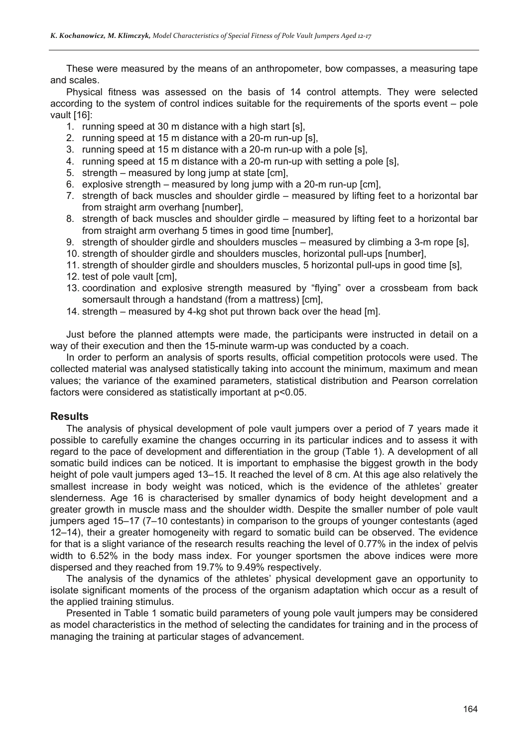These were measured by the means of an anthropometer, bow compasses, a measuring tape and scales.

Physical fitness was assessed on the basis of 14 control attempts. They were selected according to the system of control indices suitable for the requirements of the sports event – pole vault [16]:

1. running speed at 30 m distance with a high start [s],
2. running speed at 15 m distance with a 20-m run-up [s],
3. running speed at 15 m distance with a 20-m run-up with a pole [s],
4. running speed at 15 m distance with a 20-m run-up with setting a pole [s],
5. strength – measured by long jump at state [cm],
6. explosive strength – measured by long jump with a 20-m run-up [cm],
7. strength of back muscles and shoulder girdle – measured by lifting feet to a horizontal bar from straight arm overhang [number],
8. strength of back muscles and shoulder girdle – measured by lifting feet to a horizontal bar from straight arm overhang 5 times in good time [number],
9. strength of shoulder girdle and shoulders muscles – measured by climbing a 3-m rope [s],
10. strength of shoulder girdle and shoulders muscles, horizontal pull-ups [number],
11. strength of shoulder girdle and shoulders muscles, 5 horizontal pull-ups in good time [s],
12. test of pole vault [cm],
13. coordination and explosive strength measured by "flying" over a crossbeam from back somersault through a handstand (from a mattress) [cm],
14. strength – measured by 4-kg shot put thrown back over the head [m].

Just before the planned attempts were made, the participants were instructed in detail on a way of their execution and then the 15-minute warm-up was conducted by a coach.

In order to perform an analysis of sports results, official competition protocols were used. The collected material was analysed statistically taking into account the minimum, maximum and mean values; the variance of the examined parameters, statistical distribution and Pearson correlation factors were considered as statistically important at $p<0.05$.

## Results

The analysis of physical development of pole vault jumpers over a period of 7 years made it possible to carefully examine the changes occurring in its particular indices and to assess it with regard to the pace of development and differentiation in the group (Table 1). A development of all somatic build indices can be noticed. It is important to emphasise the biggest growth in the body height of pole vault jumpers aged 13–15. It reached the level of 8 cm. At this age also relatively the smallest increase in body weight was noticed, which is the evidence of the athletes' greater slenderness. Age 16 is characterised by smaller dynamics of body height development and a greater growth in muscle mass and the shoulder width. Despite the smaller number of pole vault jumpers aged 15–17 (7–10 contestants) in comparison to the groups of younger contestants (aged 12–14), their a greater homogeneity with regard to somatic build can be observed. The evidence for that is a slight variance of the research results reaching the level of 0.77% in the index of pelvis width to 6.52% in the body mass index. For younger sportsmen the above indices were more dispersed and they reached from 19.7% to 9.49% respectively.

The analysis of the dynamics of the athletes' physical development gave an opportunity to isolate significant moments of the process of the organism adaptation which occur as a result of the applied training stimulus.

Presented in Table 1 somatic build parameters of young pole vault jumpers may be considered as model characteristics in the method of selecting the candidates for training and in the process of managing the training at particular stages of advancement.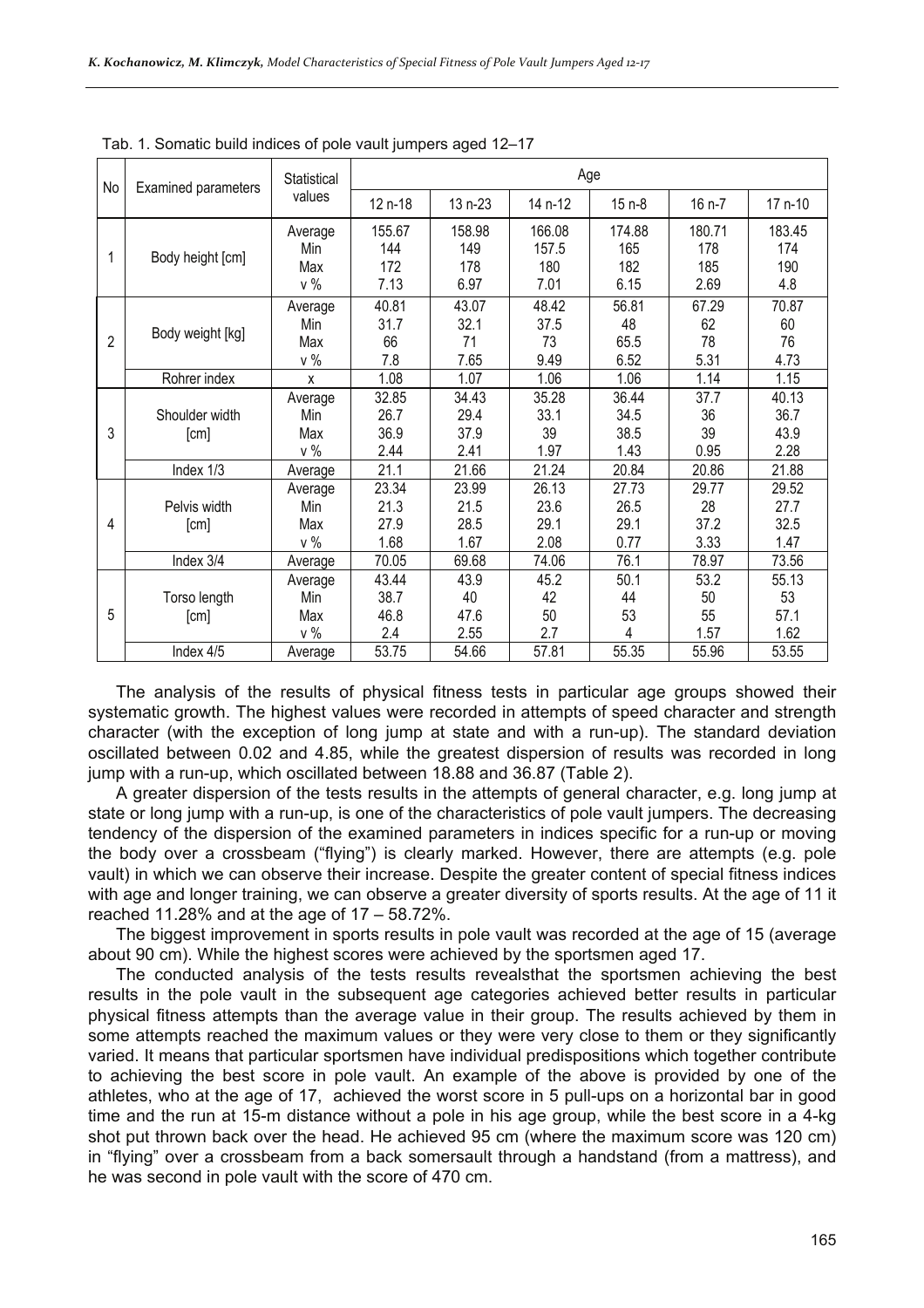Tab. 1. Somatic build indices of pole vault jumpers aged 12–17

| No | Examined parameters | Statistical values | Age | | | | | |
|---|---|---|---|---|---|---|---|---|
| | | | 12 n-18 | 13 n-23 | 14 n-12 | 15 n-8 | 16 n-7 | 17 n-10 |
| 1 | Body height [cm] | Average | 155.67 | 158.98 | 166.08 | 174.88 | 180.71 | 183.45 |
| | | Min | 144 | 149 | 157.5 | 165 | 178 | 174 |
| | | Max | 172 | 178 | 180 | 182 | 185 | 190 |
| | | v % | 7.13 | 6.97 | 7.01 | 6.15 | 2.69 | 4.8 |
| 2 | Body weight [kg] | Average | 40.81 | 43.07 | 48.42 | 56.81 | 67.29 | 70.87 |
| | | Min | 31.7 | 32.1 | 37.5 | 48 | 62 | 60 |
| | | Max | 66 | 71 | 73 | 65.5 | 78 | 76 |
| | | v % | 7.8 | 7.65 | 9.49 | 6.52 | 5.31 | 4.73 |
| | Rohrer index | x | 1.08 | 1.07 | 1.06 | 1.06 | 1.14 | 1.15 |
| 3 | Shoulder width [cm] | Average | 32.85 | 34.43 | 35.28 | 36.44 | 37.7 | 40.13 |
| | | Min | 26.7 | 29.4 | 33.1 | 34.5 | 36 | 36.7 |
| | | Max | 36.9 | 37.9 | 39 | 38.5 | 39 | 43.9 |
| | | v % | 2.44 | 2.41 | 1.97 | 1.43 | 0.95 | 2.28 |
| | Index 1/3 | Average | 21.1 | 21.66 | 21.24 | 20.84 | 20.86 | 21.88 |
| 4 | Pelvis width [cm] | Average | 23.34 | 23.99 | 26.13 | 27.73 | 29.77 | 29.52 |
| | | Min | 21.3 | 21.5 | 23.6 | 26.5 | 28 | 27.7 |
| | | Max | 27.9 | 28.5 | 29.1 | 29.1 | 37.2 | 32.5 |
| | | v % | 1.68 | 1.67 | 2.08 | 0.77 | 3.33 | 1.47 |
| | Index 3/4 | Average | 70.05 | 69.68 | 74.06 | 76.1 | 78.97 | 73.56 |
| 5 | Torso length [cm] | Average | 43.44 | 43.9 | 45.2 | 50.1 | 53.2 | 55.13 |
| | | Min | 38.7 | 40 | 42 | 44 | 50 | 53 |
| | | Max | 46.8 | 47.6 | 50 | 53 | 55 | 57.1 |
| | | v % | 2.4 | 2.55 | 2.7 | 4 | 1.57 | 1.62 |
| | Index 4/5 | Average | 53.75 | 54.66 | 57.81 | 55.35 | 55.96 | 53.55 |

The analysis of the results of physical fitness tests in particular age groups showed their systematic growth. The highest values were recorded in attempts of speed character and strength character (with the exception of long jump at state and with a run-up). The standard deviation oscillated between 0.02 and 4.85, while the greatest dispersion of results was recorded in long jump with a run-up, which oscillated between 18.88 and 36.87 (Table 2).

A greater dispersion of the tests results in the attempts of general character, e.g. long jump at state or long jump with a run-up, is one of the characteristics of pole vault jumpers. The decreasing tendency of the dispersion of the examined parameters in indices specific for a run-up or moving the body over a crossbeam ("flying") is clearly marked. However, there are attempts (e.g. pole vault) in which we can observe their increase. Despite the greater content of special fitness indices with age and longer training, we can observe a greater diversity of sports results. At the age of 11 it reached 11.28% and at the age of 17 – 58.72%.

The biggest improvement in sports results in pole vault was recorded at the age of 15 (average about 90 cm). While the highest scores were achieved by the sportsmen aged 17.

The conducted analysis of the tests results revealsthat the sportsmen achieving the best results in the pole vault in the subsequent age categories achieved better results in particular physical fitness attempts than the average value in their group. The results achieved by them in some attempts reached the maximum values or they were very close to them or they significantly varied. It means that particular sportsmen have individual predispositions which together contribute to achieving the best score in pole vault. An example of the above is provided by one of the athletes, who at the age of 17, achieved the worst score in 5 pull-ups on a horizontal bar in good time and the run at 15-m distance without a pole in his age group, while the best score in a 4-kg shot put thrown back over the head. He achieved 95 cm (where the maximum score was 120 cm) in "flying" over a crossbeam from a back somersault through a handstand (from a mattress), and he was second in pole vault with the score of 470 cm.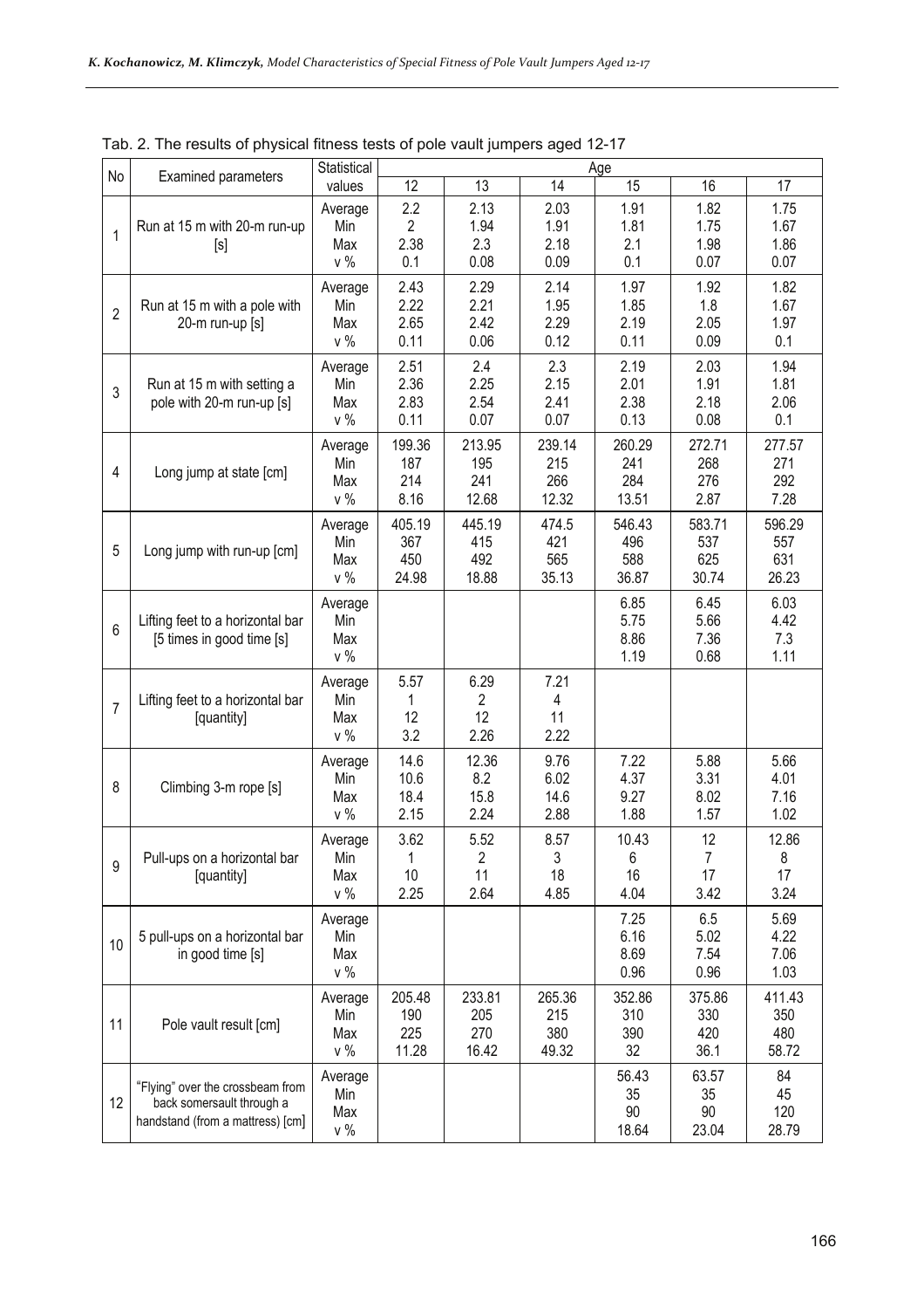Tab. 2. The results of physical fitness tests of pole vault jumpers aged 12-17

| No | Examined parameters | Statistical values | Age | | | | | |
|---|---|---|---|---|---|---|---|---|
| | | | 12 | 13 | 14 | 15 | 16 | 17 |
| 1 | Run at 15 m with 20-m run-up [s] | Average | 2.2 | 2.13 | 2.03 | 1.91 | 1.82 | 1.75 |
| | | Min | 2 | 1.94 | 1.91 | 1.81 | 1.75 | 1.67 |
| | | Max | 2.38 | 2.3 | 2.18 | 2.1 | 1.98 | 1.86 |
| | | v % | 0.1 | 0.08 | 0.09 | 0.1 | 0.07 | 0.07 |
| 2 | Run at 15 m with a pole with 20-m run-up [s] | Average | 2.43 | 2.29 | 2.14 | 1.97 | 1.92 | 1.82 |
| | | Min | 2.22 | 2.21 | 1.95 | 1.85 | 1.8 | 1.67 |
| | | Max | 2.65 | 2.42 | 2.29 | 2.19 | 2.05 | 1.97 |
| | | v % | 0.11 | 0.06 | 0.12 | 0.11 | 0.09 | 0.1 |
| 3 | Run at 15 m with setting a pole with 20-m run-up [s] | Average | 2.51 | 2.4 | 2.3 | 2.19 | 2.03 | 1.94 |
| | | Min | 2.36 | 2.25 | 2.15 | 2.01 | 1.91 | 1.81 |
| | | Max | 2.83 | 2.54 | 2.41 | 2.38 | 2.18 | 2.06 |
| | | v % | 0.11 | 0.07 | 0.07 | 0.13 | 0.08 | 0.1 |
| 4 | Long jump at state [cm] | Average | 199.36 | 213.95 | 239.14 | 260.29 | 272.71 | 277.57 |
| | | Min | 187 | 195 | 215 | 241 | 268 | 271 |
| | | Max | 214 | 241 | 266 | 284 | 276 | 292 |
| | | v % | 8.16 | 12.68 | 12.32 | 13.51 | 2.87 | 7.28 |
| 5 | Long jump with run-up [cm] | Average | 405.19 | 445.19 | 474.5 | 546.43 | 583.71 | 596.29 |
| | | Min | 367 | 415 | 421 | 496 | 537 | 557 |
| | | Max | 450 | 492 | 565 | 588 | 625 | 631 |
| | | v % | 24.98 | 18.88 | 35.13 | 36.87 | 30.74 | 26.23 |
| 6 | Lifting feet to a horizontal bar [5 times in good time [s] | Average | | | | 6.85 | 6.45 | 6.03 |
| | | Min | | | | 5.75 | 5.66 | 4.42 |
| | | Max | | | | 8.86 | 7.36 | 7.3 |
| | | v % | | | | 1.19 | 0.68 | 1.11 |
| 7 | Lifting feet to a horizontal bar [quantity] | Average | 5.57 | 6.29 | 7.21 | | | |
| | | Min | 1 | 2 | 4 | | | |
| | | Max | 12 | 12 | 11 | | | |
| | | v % | 3.2 | 2.26 | 2.22 | | | |
| 8 | Climbing 3-m rope [s] | Average | 14.6 | 12.36 | 9.76 | 7.22 | 5.88 | 5.66 |
| | | Min | 10.6 | 8.2 | 6.02 | 4.37 | 3.31 | 4.01 |
| | | Max | 18.4 | 15.8 | 14.6 | 9.27 | 8.02 | 7.16 |
| | | v % | 2.15 | 2.24 | 2.88 | 1.88 | 1.57 | 1.02 |
| 9 | Pull-ups on a horizontal bar [quantity] | Average | 3.62 | 5.52 | 8.57 | 10.43 | 12 | 12.86 |
| | | Min | 1 | 2 | 3 | 6 | 7 | 8 |
| | | Max | 10 | 11 | 18 | 16 | 17 | 17 |
| | | v % | 2.25 | 2.64 | 4.85 | 4.04 | 3.42 | 3.24 |
| 10 | 5 pull-ups on a horizontal bar in good time [s] | Average | | | | 7.25 | 6.5 | 5.69 |
| | | Min | | | | 6.16 | 5.02 | 4.22 |
| | | Max | | | | 8.69 | 7.54 | 7.06 |
| | | v % | | | | 0.96 | 0.96 | 1.03 |
| 11 | Pole vault result [cm] | Average | 205.48 | 233.81 | 265.36 | 352.86 | 375.86 | 411.43 |
| | | Min | 190 | 205 | 215 | 310 | 330 | 350 |
| | | Max | 225 | 270 | 380 | 390 | 420 | 480 |
| | | v % | 11.28 | 16.42 | 49.32 | 32 | 36.1 | 58.72 |
| 12 | "Flying" over the crossbeam from back somersault through a handstand (from a mattress) [cm] | Average | | | | 56.43 | 63.57 | 84 |
| | | Min | | | | 35 | 35 | 45 |
| | | Max | | | | 90 | 90 | 120 |
| | | v % | | | | 18.64 | 23.04 | 28.79 |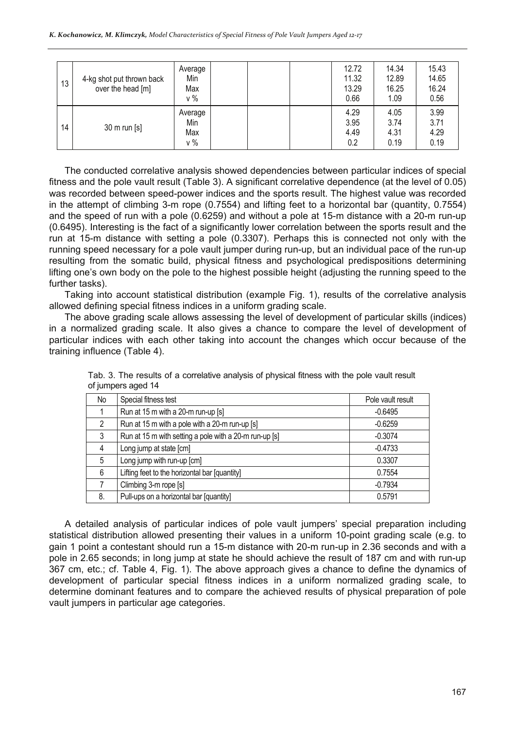| 13 | 4-kg shot put thrown back over the head [m] | Average<br>Min<br>Max<br>v % | | | | 12.72<br>11.32<br>13.29<br>0.66 | 14.34<br>12.89<br>16.25<br>1.09 | 15.43<br>14.65<br>16.24<br>0.56 |
|---|---|---|---|---|---|---|---|---|
| 14 | 30 m run [s] | Average<br>Min<br>Max<br>v % | | | | 4.29<br>3.95<br>4.49<br>0.2 | 4.05<br>3.74<br>4.31<br>0.19 | 3.99<br>3.71<br>4.29<br>0.19 |

The conducted correlative analysis showed dependencies between particular indices of special fitness and the pole vault result (Table 3). A significant correlative dependence (at the level of 0.05) was recorded between speed-power indices and the sports result. The highest value was recorded in the attempt of climbing 3-m rope (0.7554) and lifting feet to a horizontal bar (quantity, 0.7554) and the speed of run with a pole (0.6259) and without a pole at 15-m distance with a 20-m run-up (0.6495). Interesting is the fact of a significantly lower correlation between the sports result and the run at 15-m distance with setting a pole (0.3307). Perhaps this is connected not only with the running speed necessary for a pole vault jumper during run-up, but an individual pace of the run-up resulting from the somatic build, physical fitness and psychological predispositions determining lifting one's own body on the pole to the highest possible height (adjusting the running speed to the further tasks).

Taking into account statistical distribution (example Fig. 1), results of the correlative analysis allowed defining special fitness indices in a uniform grading scale.

The above grading scale allows assessing the level of development of particular skills (indices) in a normalized grading scale. It also gives a chance to compare the level of development of particular indices with each other taking into account the changes which occur because of the training influence (Table 4).

Tab. 3. The results of a correlative analysis of physical fitness with the pole vault result of jumpers aged 14

| No | Special fitness test | Pole vault result |
|---|---|---|
| 1 | Run at 15 m with a 20-m run-up [s] | -0.6495 |
| 2 | Run at 15 m with a pole with a 20-m run-up [s] | -0.6259 |
| 3 | Run at 15 m with setting a pole with a 20-m run-up [s] | -0.3074 |
| 4 | Long jump at state [cm] | -0.4733 |
| 5 | Long jump with run-up [cm] | 0.3307 |
| 6 | Lifting feet to the horizontal bar [quantity] | 0.7554 |
| 7 | Climbing 3-m rope [s] | -0.7934 |
| 8. | Pull-ups on a horizontal bar [quantity] | 0.5791 |

A detailed analysis of particular indices of pole vault jumpers' special preparation including statistical distribution allowed presenting their values in a uniform 10-point grading scale (e.g. to gain 1 point a contestant should run a 15-m distance with 20-m run-up in 2.36 seconds and with a pole in 2.65 seconds; in long jump at state he should achieve the result of 187 cm and with run-up 367 cm, etc.; cf. Table 4, Fig. 1). The above approach gives a chance to define the dynamics of development of particular special fitness indices in a uniform normalized grading scale, to determine dominant features and to compare the achieved results of physical preparation of pole vault jumpers in particular age categories.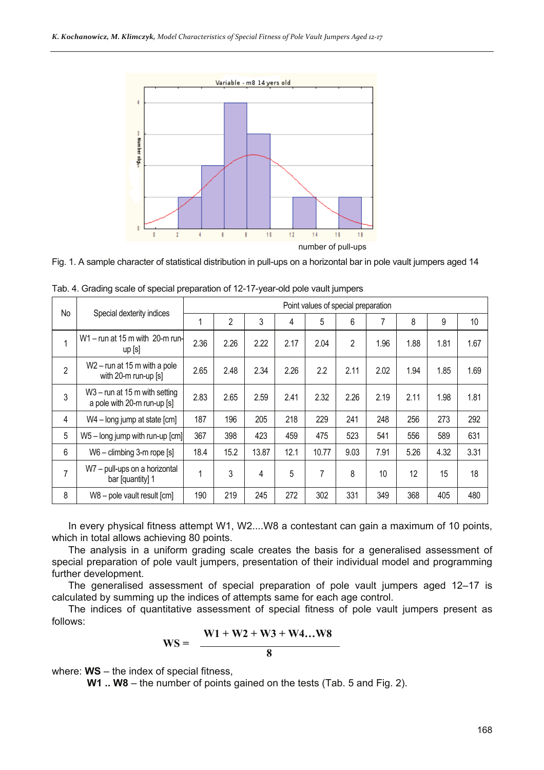Fig. 1. A sample character of statistical distribution in pull-ups on a horizontal bar in pole vault jumpers aged 14

Tab. 4. Grading scale of special preparation of 12-17-year-old pole vault jumpers

| No | Special dexterity indices | Point values of special preparation | | | | | | | | | |
|---|---|---|---|---|---|---|---|---|---|---|---|
| | | 1 | 2 | 3 | 4 | 5 | 6 | 7 | 8 | 9 | 10 |
| 1 | W1 – run at 15 m with 20-m run-up [s] | 2.36 | 2.26 | 2.22 | 2.17 | 2.04 | 2 | 1.96 | 1.88 | 1.81 | 1.67 |
| 2 | W2 – run at 15 m with a pole with 20-m run-up [s] | 2.65 | 2.48 | 2.34 | 2.26 | 2.2 | 2.11 | 2.02 | 1.94 | 1.85 | 1.69 |
| 3 | W3 – run at 15 m with setting a pole with 20-m run-up [s] | 2.83 | 2.65 | 2.59 | 2.41 | 2.32 | 2.26 | 2.19 | 2.11 | 1.98 | 1.81 |
| 4 | W4 – long jump at state [cm] | 187 | 196 | 205 | 218 | 229 | 241 | 248 | 256 | 273 | 292 |
| 5 | W5 – long jump with run-up [cm] | 367 | 398 | 423 | 459 | 475 | 523 | 541 | 556 | 589 | 631 |
| 6 | W6 – climbing 3-m rope [s] | 18.4 | 15.2 | 13.87 | 12.1 | 10.77 | 9.03 | 7.91 | 5.26 | 4.32 | 3.31 |
| 7 | W7 – pull-ups on a horizontal bar [quantity] 1 | 1 | 3 | 4 | 5 | 7 | 8 | 10 | 12 | 15 | 18 |
| 8 | W8 – pole vault result [cm] | 190 | 219 | 245 | 272 | 302 | 331 | 349 | 368 | 405 | 480 |

In every physical fitness attempt W1, W2....W8 a contestant can gain a maximum of 10 points, which in total allows achieving 80 points.

The analysis in a uniform grading scale creates the basis for a generalised assessment of special preparation of pole vault jumpers, presentation of their individual model and programming further development.

The generalised assessment of special preparation of pole vault jumpers aged 12–17 is calculated by summing up the indices of attempts same for each age control.

The indices of quantitative assessment of special fitness of pole vault jumpers present as follows:

$$\mathbf{WS} = \frac{\mathbf{W1 + W2 + W3 + W4 \ldots W8}}{\mathbf{8}}$$

where: **WS** – the index of special fitness,

**W1 .. W8** – the number of points gained on the tests (Tab. 5 and Fig. 2).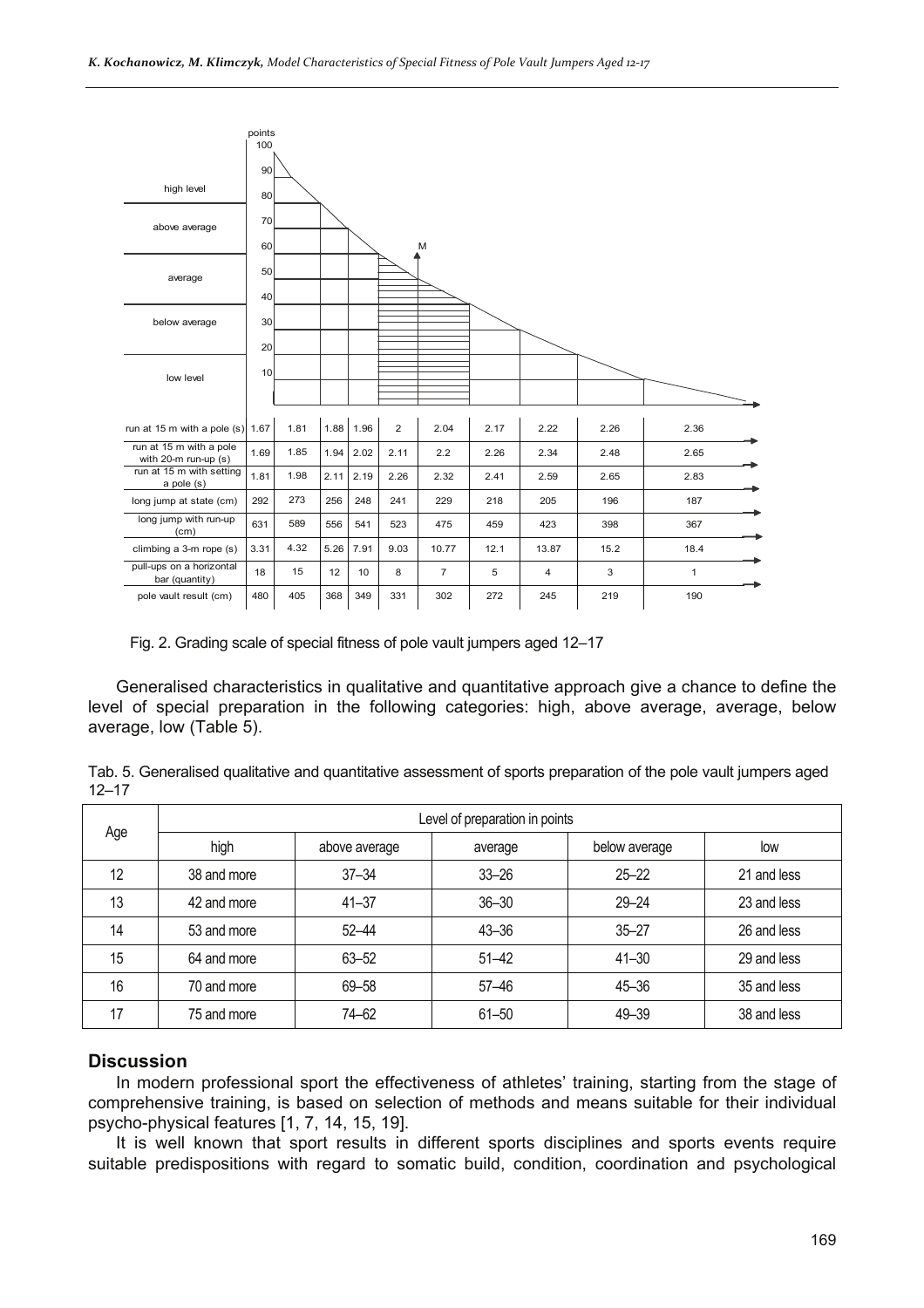| | | | | | | | | | | |
|---|---|---|---|---|---|---|---|---|---|---|
| run at 15 m with a pole (s) | 1.67 | 1.81 | 1.88 | 1.96 | 2 | 2.04 | 2.17 | 2.22 | 2.26 | 2.36 |
| run at 15 m with a pole with 20-m run-up (s) | 1.69 | 1.85 | 1.94 | 2.02 | 2.11 | 2.2 | 2.26 | 2.34 | 2.48 | 2.65 |
| run at 15 m with setting a pole (s) | 1.81 | 1.98 | 2.11 | 2.19 | 2.26 | 2.32 | 2.41 | 2.59 | 2.65 | 2.83 |
| long jump at state (cm) | 292 | 273 | 256 | 248 | 241 | 229 | 218 | 205 | 196 | 187 |
| long jump with run-up (cm) | 631 | 589 | 556 | 541 | 523 | 475 | 459 | 423 | 398 | 367 |
| climbing a 3-m rope (s) | 3.31 | 4.32 | 5.26 | 7.91 | 9.03 | 10.77 | 12.1 | 13.87 | 15.2 | 18.4 |
| pull-ups on a horizontal bar (quantity) | 18 | 15 | 12 | 10 | 8 | 7 | 5 | 4 | 3 | 1 |
| pole vault result (cm) | 480 | 405 | 368 | 349 | 331 | 302 | 272 | 245 | 219 | 190 |

Fig. 2. Grading scale of special fitness of pole vault jumpers aged 12–17

Generalised characteristics in qualitative and quantitative approach give a chance to define the level of special preparation in the following categories: high, above average, average, below average, low (Table 5).

Tab. 5. Generalised qualitative and quantitative assessment of sports preparation of the pole vault jumpers aged 12–17

| Age | Level of preparation in points | | | | |
|---|---|---|---|---|---|
| | high | above average | average | below average | low |
| 12 | 38 and more | 37–34 | 33–26 | 25–22 | 21 and less |
| 13 | 42 and more | 41–37 | 36–30 | 29–24 | 23 and less |
| 14 | 53 and more | 52–44 | 43–36 | 35–27 | 26 and less |
| 15 | 64 and more | 63–52 | 51–42 | 41–30 | 29 and less |
| 16 | 70 and more | 69–58 | 57–46 | 45–36 | 35 and less |
| 17 | 75 and more | 74–62 | 61–50 | 49–39 | 38 and less |

## Discussion

In modern professional sport the effectiveness of athletes' training, starting from the stage of comprehensive training, is based on selection of methods and means suitable for their individual psycho-physical features [1, 7, 14, 15, 19].

It is well known that sport results in different sports disciplines and sports events require suitable predispositions with regard to somatic build, condition, coordination and psychological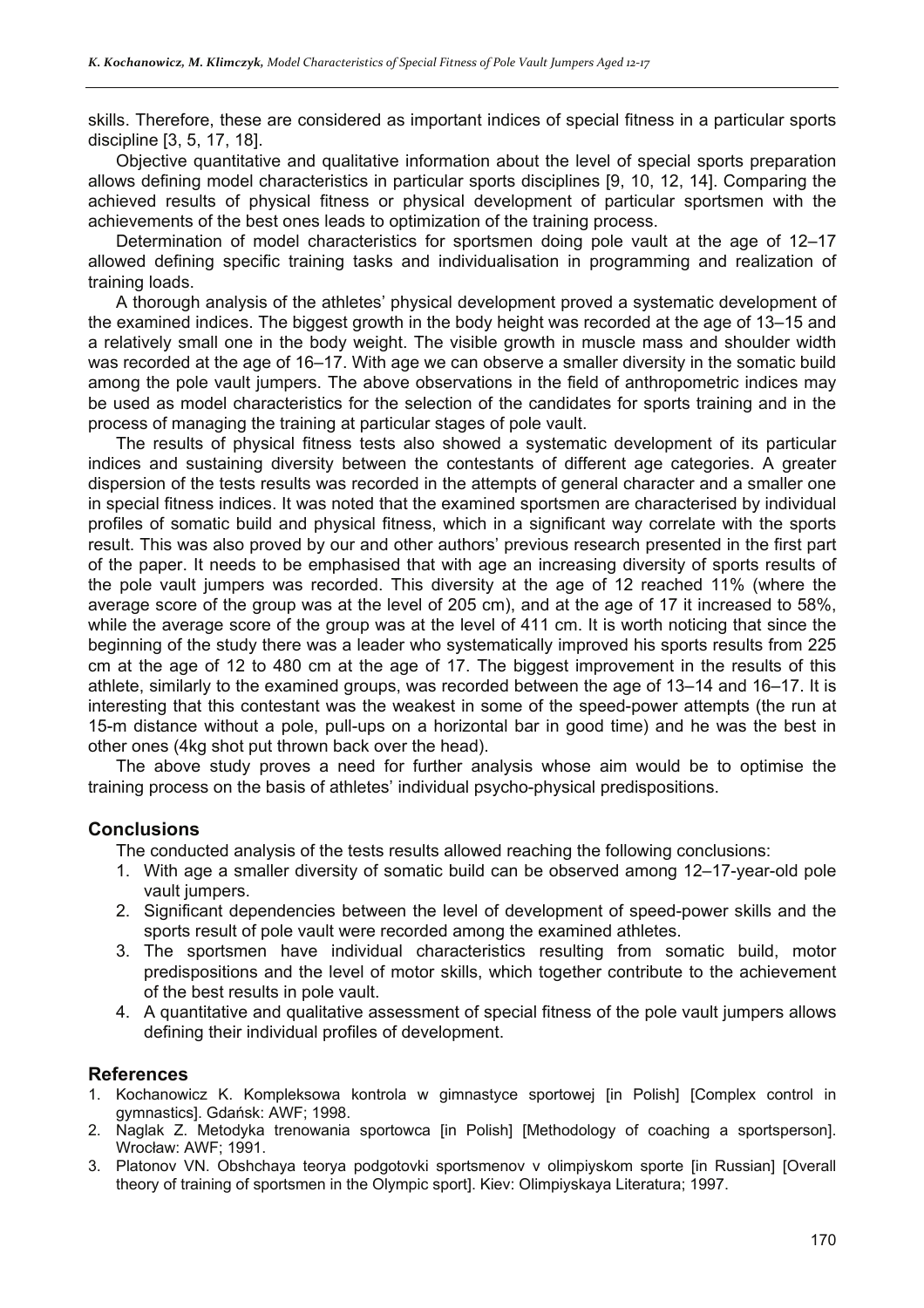skills. Therefore, these are considered as important indices of special fitness in a particular sports discipline [3, 5, 17, 18].

Objective quantitative and qualitative information about the level of special sports preparation allows defining model characteristics in particular sports disciplines [9, 10, 12, 14]. Comparing the achieved results of physical fitness or physical development of particular sportsmen with the achievements of the best ones leads to optimization of the training process.

Determination of model characteristics for sportsmen doing pole vault at the age of 12–17 allowed defining specific training tasks and individualisation in programming and realization of training loads.

A thorough analysis of the athletes' physical development proved a systematic development of the examined indices. The biggest growth in the body height was recorded at the age of 13–15 and a relatively small one in the body weight. The visible growth in muscle mass and shoulder width was recorded at the age of 16–17. With age we can observe a smaller diversity in the somatic build among the pole vault jumpers. The above observations in the field of anthropometric indices may be used as model characteristics for the selection of the candidates for sports training and in the process of managing the training at particular stages of pole vault.

The results of physical fitness tests also showed a systematic development of its particular indices and sustaining diversity between the contestants of different age categories. A greater dispersion of the tests results was recorded in the attempts of general character and a smaller one in special fitness indices. It was noted that the examined sportsmen are characterised by individual profiles of somatic build and physical fitness, which in a significant way correlate with the sports result. This was also proved by our and other authors' previous research presented in the first part of the paper. It needs to be emphasised that with age an increasing diversity of sports results of the pole vault jumpers was recorded. This diversity at the age of 12 reached 11% (where the average score of the group was at the level of 205 cm), and at the age of 17 it increased to 58%, while the average score of the group was at the level of 411 cm. It is worth noticing that since the beginning of the study there was a leader who systematically improved his sports results from 225 cm at the age of 12 to 480 cm at the age of 17. The biggest improvement in the results of this athlete, similarly to the examined groups, was recorded between the age of 13–14 and 16–17. It is interesting that this contestant was the weakest in some of the speed-power attempts (the run at 15-m distance without a pole, pull-ups on a horizontal bar in good time) and he was the best in other ones (4kg shot put thrown back over the head).

The above study proves a need for further analysis whose aim would be to optimise the training process on the basis of athletes' individual psycho-physical predispositions.

## Conclusions

The conducted analysis of the tests results allowed reaching the following conclusions:

1. With age a smaller diversity of somatic build can be observed among 12–17-year-old pole vault jumpers.
2. Significant dependencies between the level of development of speed-power skills and the sports result of pole vault were recorded among the examined athletes.
3. The sportsmen have individual characteristics resulting from somatic build, motor predispositions and the level of motor skills, which together contribute to the achievement of the best results in pole vault.
4. A quantitative and qualitative assessment of special fitness of the pole vault jumpers allows defining their individual profiles of development.

## References

1. Kochanowicz K. Kompleksowa kontrola w gimnastyce sportowej [in Polish] [Complex control in gymnastics]. Gdańsk: AWF; 1998.
2. Naglak Z. Metodyka trenowania sportowca [in Polish] [Methodology of coaching a sportsperson]. Wrocław: AWF; 1991.
3. Platonov VN. Obshchaya teorya podgotovki sportsmenov v olimpiyskom sporte [in Russian] [Overall theory of training of sportsmen in the Olympic sport]. Kiev: Olimpiyskaya Literatura; 1997.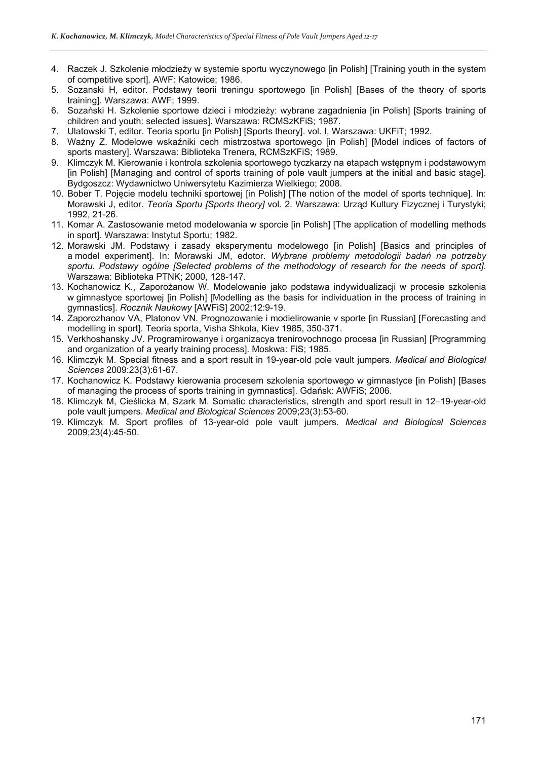4. Raczek J. Szkolenie młodzieży w systemie sportu wyczynowego [in Polish] [Training youth in the system of competitive sport]. AWF: Katowice; 1986.
5. Sozanski H, editor. Podstawy teorii treningu sportowego [in Polish] [Bases of the theory of sports training]. Warszawa: AWF; 1999.
6. Sozański H. Szkolenie sportowe dzieci i młodzieży: wybrane zagadnienia [in Polish] [Sports training of children and youth: selected issues]. Warszawa: RCMSzKFiS; 1987.
7. Ulatowski T, editor. Teoria sportu [in Polish] [Sports theory]. vol. I, Warszawa: UKFiT; 1992.
8. Ważny Z. Modelowe wskaźniki cech mistrzostwa sportowego [in Polish] [Model indices of factors of sports mastery]. Warszawa: Biblioteka Trenera, RCMSzKFiS; 1989.
9. Klimczyk M. Kierowanie i kontrola szkolenia sportowego tyczkarzy na etapach wstępnym i podstawowym [in Polish] [Managing and control of sports training of pole vault jumpers at the initial and basic stage]. Bydgoszcz: Wydawnictwo Uniwersytetu Kazimierza Wielkiego; 2008.
10. Bober T. Pojęcie modelu techniki sportowej [in Polish] [The notion of the model of sports technique]. In: Morawski J, editor. *Teoria Sportu [Sports theory]* vol. 2. Warszawa: Urząd Kultury Fizycznej i Turystyki; 1992, 21-26.
11. Komar A. Zastosowanie metod modelowania w sporcie [in Polish] [The application of modelling methods in sport]. Warszawa: Instytut Sportu; 1982.
12. Morawski JM. Podstawy i zasady eksperymentu modelowego [in Polish] [Basics and principles of a model experiment]. In: Morawski JM, edotor. *Wybrane problemy metodologii badań na potrzeby sportu. Podstawy ogólne [Selected problems of the methodology of research for the needs of sport]*. Warszawa: Biblioteka PTNK; 2000, 128-147.
13. Kochanowicz K., Zaporożanow W. Modelowanie jako podstawa indywidualizacji w procesie szkolenia w gimnastyce sportowej [in Polish] [Modelling as the basis for individuation in the process of training in gymnastics]. *Rocznik Naukowy* [AWFiS] 2002;12:9-19.
14. Zaporozhanov VA, Platonov VN. Prognozowanie i modielirowanie v sporte [in Russian] [Forecasting and modelling in sport]. Teoria sporta, Visha Shkola, Kiev 1985, 350-371.
15. Verkhoshansky JV. Programirowanye i organizacya trenirovochnogo procesa [in Russian] [Programming and organization of a yearly training process]. Moskwa: FiS; 1985.
16. Klimczyk M. Special fitness and a sport result in 19-year-old pole vault jumpers. *Medical and Biological Sciences* 2009:23(3):61-67.
17. Kochanowicz K. Podstawy kierowania procesem szkolenia sportowego w gimnastyce [in Polish] [Bases of managing the process of sports training in gymnastics]. Gdańsk: AWFiS; 2006.
18. Klimczyk M, Cieślicka M, Szark M. Somatic characteristics, strength and sport result in 12–19-year-old pole vault jumpers. *Medical and Biological Sciences* 2009;23(3):53-60.
19. Klimczyk M. Sport profiles of 13-year-old pole vault jumpers. *Medical and Biological Sciences* 2009;23(4):45-50.